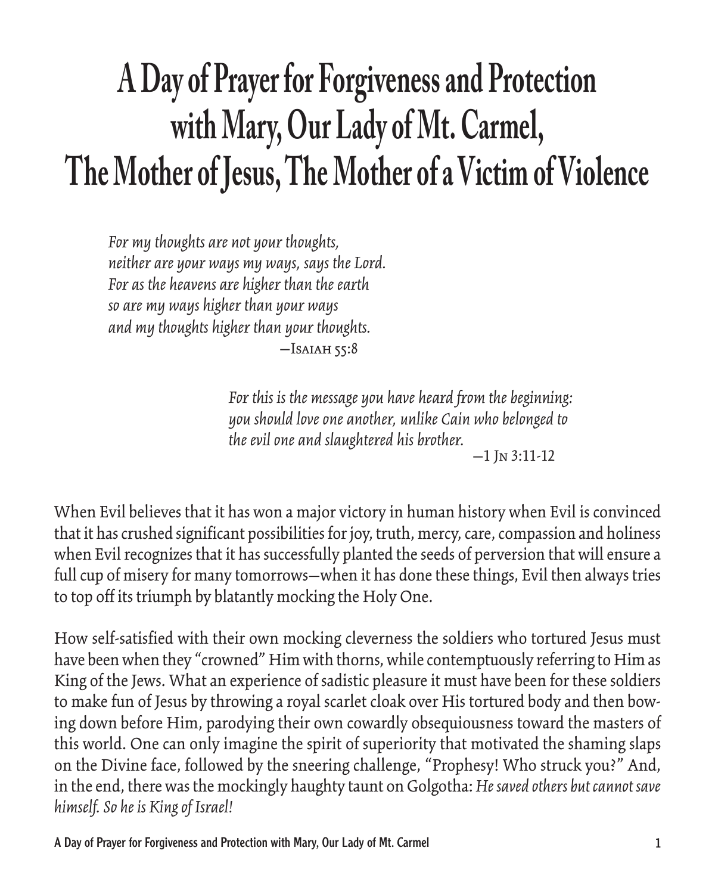# A Day of Prayer for Forgiveness and Protection with Mary, Our Lady of Mt. Carmel, The Mother of Jesus, The Mother of a Victim of Violence

> *For my thoughts are not your thoughts,*
> *neither are your ways my ways, says the Lord.*
> *For as the heavens are higher than the earth*
> *so are my ways higher than your ways*
> *and my thoughts higher than your thoughts.*
>
> —Isaiah 55:8

> *For this is the message you have heard from the beginning:*
> *you should love one another, unlike Cain who belonged to*
> *the evil one and slaughtered his brother.*
>
> —1 Jn 3:11-12

When Evil believes that it has won a major victory in human history when Evil is convinced that it has crushed significant possibilities for joy, truth, mercy, care, compassion and holiness when Evil recognizes that it has successfully planted the seeds of perversion that will ensure a full cup of misery for many tomorrows—when it has done these things, Evil then always tries to top off its triumph by blatantly mocking the Holy One.

How self-satisfied with their own mocking cleverness the soldiers who tortured Jesus must have been when they "crowned" Him with thorns, while contemptuously referring to Him as King of the Jews. What an experience of sadistic pleasure it must have been for these soldiers to make fun of Jesus by throwing a royal scarlet cloak over His tortured body and then bowing down before Him, parodying their own cowardly obsequiousness toward the masters of this world. One can only imagine the spirit of superiority that motivated the shaming slaps on the Divine face, followed by the sneering challenge, "Prophesy! Who struck you?" And, in the end, there was the mockingly haughty taunt on Golgotha: *He saved others but cannot save himself. So he is King of Israel!*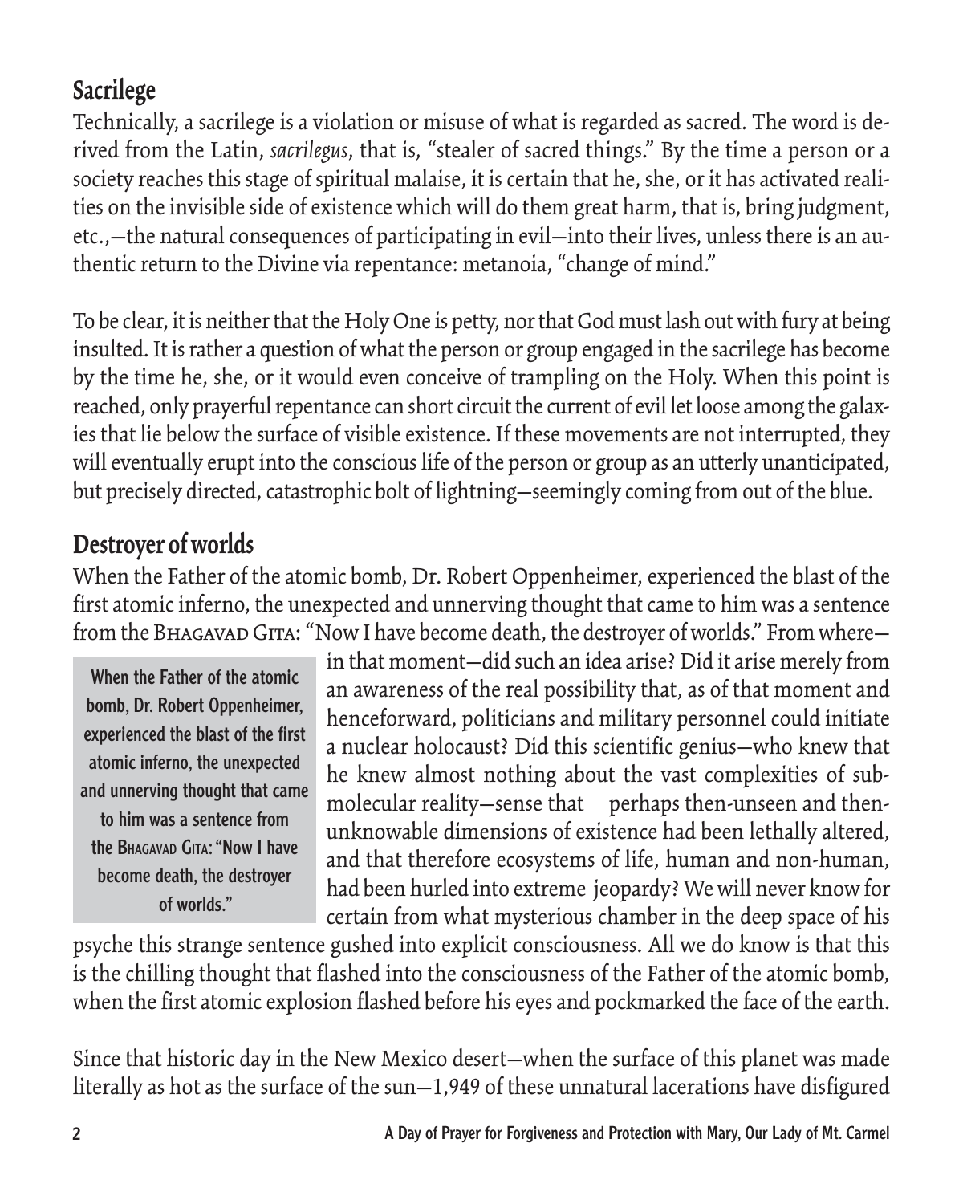## Sacrilege

Technically, a sacrilege is a violation or misuse of what is regarded as sacred. The word is derived from the Latin, *sacrilegus*, that is, "stealer of sacred things." By the time a person or a society reaches this stage of spiritual malaise, it is certain that he, she, or it has activated realities on the invisible side of existence which will do them great harm, that is, bring judgment, etc.,—the natural consequences of participating in evil—into their lives, unless there is an authentic return to the Divine via repentance: metanoia, "change of mind."

To be clear, it is neither that the Holy One is petty, nor that God must lash out with fury at being insulted. It is rather a question of what the person or group engaged in the sacrilege has become by the time he, she, or it would even conceive of trampling on the Holy. When this point is reached, only prayerful repentance can short circuit the current of evil let loose among the galaxies that lie below the surface of visible existence. If these movements are not interrupted, they will eventually erupt into the conscious life of the person or group as an utterly unanticipated, but precisely directed, catastrophic bolt of lightning—seemingly coming from out of the blue.

## Destroyer of worlds

When the Father of the atomic bomb, Dr. Robert Oppenheimer, experienced the blast of the first atomic inferno, the unexpected and unnerving thought that came to him was a sentence from the Bhagavad Gita: "Now I have become death, the destroyer of worlds." From where—in that moment—did such an idea arise? Did it arise merely from an awareness of the real possibility that, as of that moment and henceforward, politicians and military personnel could initiate a nuclear holocaust? Did this scientific genius—who knew that he knew almost nothing about the vast complexities of sub-molecular reality—sense that perhaps then-unseen and then-unknowable dimensions of existence had been lethally altered, and that therefore ecosystems of life, human and non-human, had been hurled into extreme jeopardy? We will never know for certain from what mysterious chamber in the deep space of his psyche this strange sentence gushed into explicit consciousness. All we do know is that this is the chilling thought that flashed into the consciousness of the Father of the atomic bomb, when the first atomic explosion flashed before his eyes and pockmarked the face of the earth.

> When the Father of the atomic bomb, Dr. Robert Oppenheimer, experienced the blast of the first atomic inferno, the unexpected and unnerving thought that came to him was a sentence from the Bhagavad Gita: "Now I have become death, the destroyer of worlds."

Since that historic day in the New Mexico desert—when the surface of this planet was made literally as hot as the surface of the sun—1,949 of these unnatural lacerations have disfigured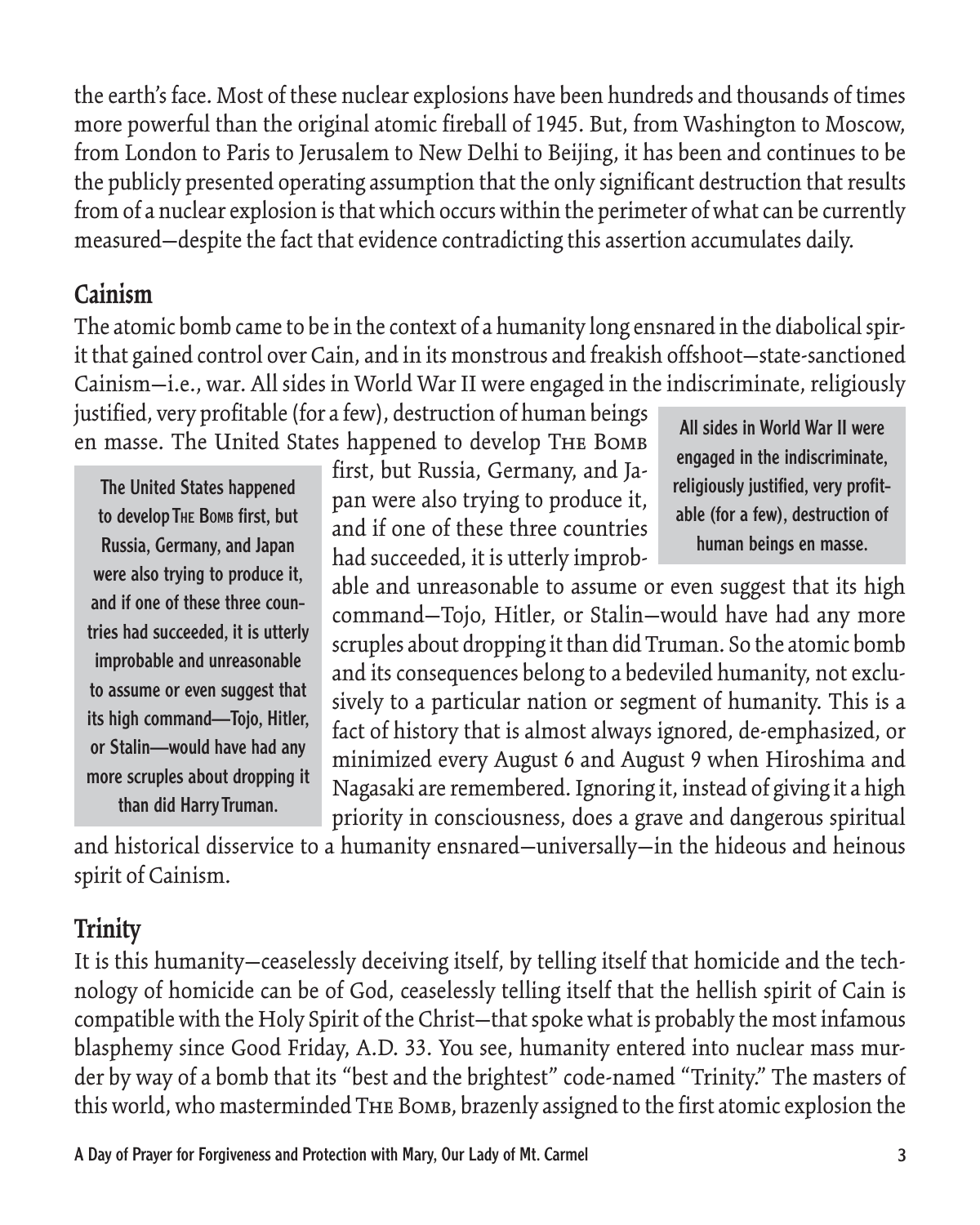the earth's face. Most of these nuclear explosions have been hundreds and thousands of times more powerful than the original atomic fireball of 1945. But, from Washington to Moscow, from London to Paris to Jerusalem to New Delhi to Beijing, it has been and continues to be the publicly presented operating assumption that the only significant destruction that results from of a nuclear explosion is that which occurs within the perimeter of what can be currently measured—despite the fact that evidence contradicting this assertion accumulates daily.

## Cainism

The atomic bomb came to be in the context of a humanity long ensnared in the diabolical spirit that gained control over Cain, and in its monstrous and freakish offshoot—state-sanctioned Cainism—i.e., war. All sides in World War II were engaged in the indiscriminate, religiously justified, very profitable (for a few), destruction of human beings en masse. The United States happened to develop The Bomb first, but Russia, Germany, and Japan were also trying to produce it, and if one of these three countries had succeeded, it is utterly improbable and unreasonable to assume or even suggest that its high command—Tojo, Hitler, or Stalin—would have had any more scruples about dropping it than did Truman. So the atomic bomb and its consequences belong to a bedeviled humanity, not exclusively to a particular nation or segment of humanity. This is a fact of history that is almost always ignored, de-emphasized, or minimized every August 6 and August 9 when Hiroshima and Nagasaki are remembered. Ignoring it, instead of giving it a high priority in consciousness, does a grave and dangerous spiritual and historical disservice to a humanity ensnared—universally—in the hideous and heinous spirit of Cainism.

> All sides in World War II were engaged in the indiscriminate, religiously justified, very profitable (for a few), destruction of human beings en masse.

> The United States happened to develop The Bomb first, but Russia, Germany, and Japan were also trying to produce it, and if one of these three countries had succeeded, it is utterly improbable and unreasonable to assume or even suggest that its high command—Tojo, Hitler, or Stalin—would have had any more scruples about dropping it than did Harry Truman.

## Trinity

It is this humanity—ceaselessly deceiving itself, by telling itself that homicide and the technology of homicide can be of God, ceaselessly telling itself that the hellish spirit of Cain is compatible with the Holy Spirit of the Christ—that spoke what is probably the most infamous blasphemy since Good Friday, A.D. 33. You see, humanity entered into nuclear mass murder by way of a bomb that its "best and the brightest" code-named "Trinity." The masters of this world, who masterminded The Bomb, brazenly assigned to the first atomic explosion the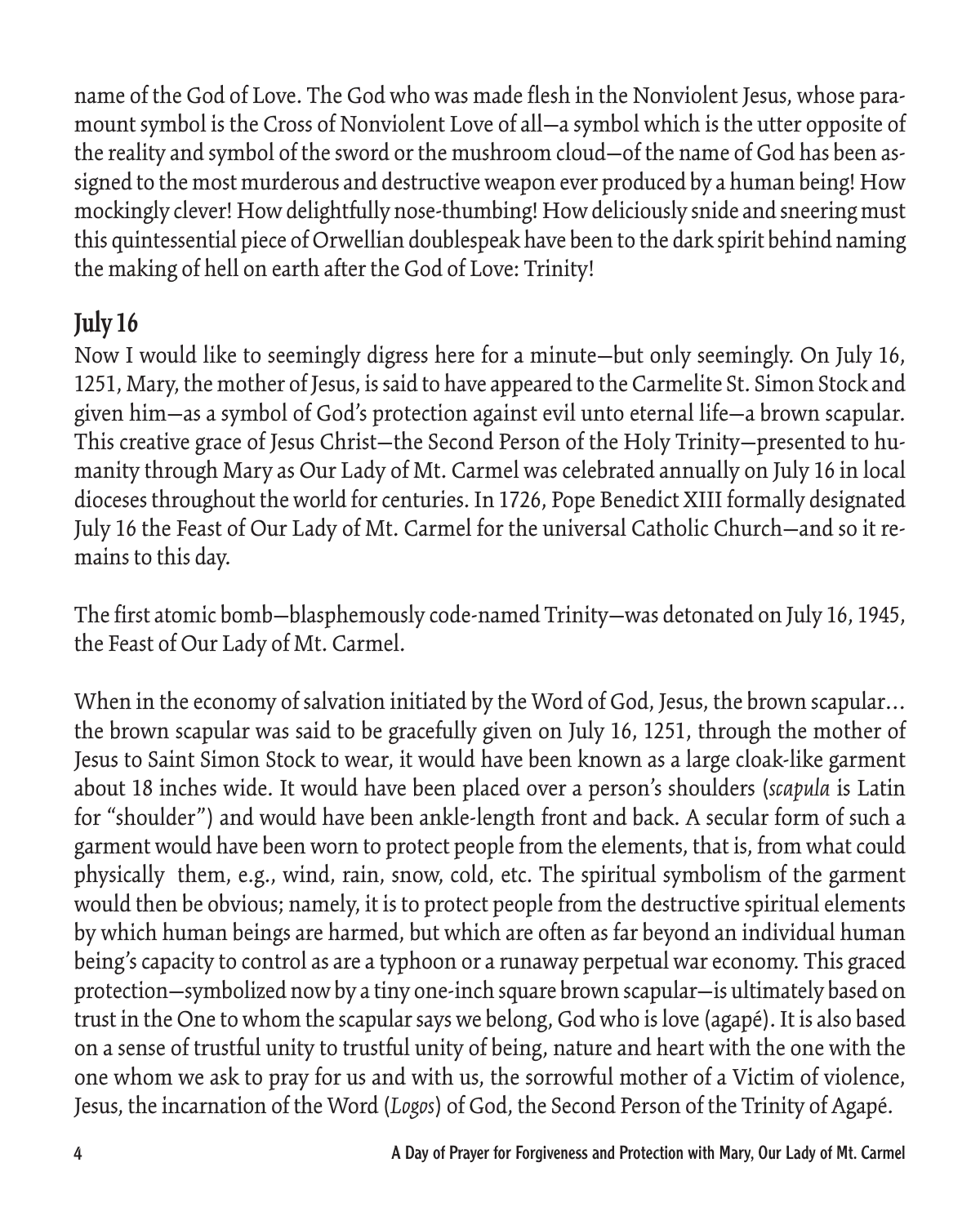name of the God of Love. The God who was made flesh in the Nonviolent Jesus, whose paramount symbol is the Cross of Nonviolent Love of all—a symbol which is the utter opposite of the reality and symbol of the sword or the mushroom cloud—of the name of God has been assigned to the most murderous and destructive weapon ever produced by a human being! How mockingly clever! How delightfully nose-thumbing! How deliciously snide and sneering must this quintessential piece of Orwellian doublespeak have been to the dark spirit behind naming the making of hell on earth after the God of Love: Trinity!

## July 16

Now I would like to seemingly digress here for a minute—but only seemingly. On July 16, 1251, Mary, the mother of Jesus, is said to have appeared to the Carmelite St. Simon Stock and given him—as a symbol of God's protection against evil unto eternal life—a brown scapular. This creative grace of Jesus Christ—the Second Person of the Holy Trinity—presented to humanity through Mary as Our Lady of Mt. Carmel was celebrated annually on July 16 in local dioceses throughout the world for centuries. In 1726, Pope Benedict XIII formally designated July 16 the Feast of Our Lady of Mt. Carmel for the universal Catholic Church—and so it remains to this day.

The first atomic bomb—blasphemously code-named Trinity—was detonated on July 16, 1945, the Feast of Our Lady of Mt. Carmel.

When in the economy of salvation initiated by the Word of God, Jesus, the brown scapular… the brown scapular was said to be gracefully given on July 16, 1251, through the mother of Jesus to Saint Simon Stock to wear, it would have been known as a large cloak-like garment about 18 inches wide. It would have been placed over a person's shoulders (*scapula* is Latin for "shoulder") and would have been ankle-length front and back. A secular form of such a garment would have been worn to protect people from the elements, that is, from what could physically  them, e.g., wind, rain, snow, cold, etc. The spiritual symbolism of the garment would then be obvious; namely, it is to protect people from the destructive spiritual elements by which human beings are harmed, but which are often as far beyond an individual human being's capacity to control as are a typhoon or a runaway perpetual war economy. This graced protection—symbolized now by a tiny one-inch square brown scapular—is ultimately based on trust in the One to whom the scapular says we belong, God who is love (agapé). It is also based on a sense of trustful unity to trustful unity of being, nature and heart with the one with the one whom we ask to pray for us and with us, the sorrowful mother of a Victim of violence, Jesus, the incarnation of the Word (*Logos*) of God, the Second Person of the Trinity of Agapé.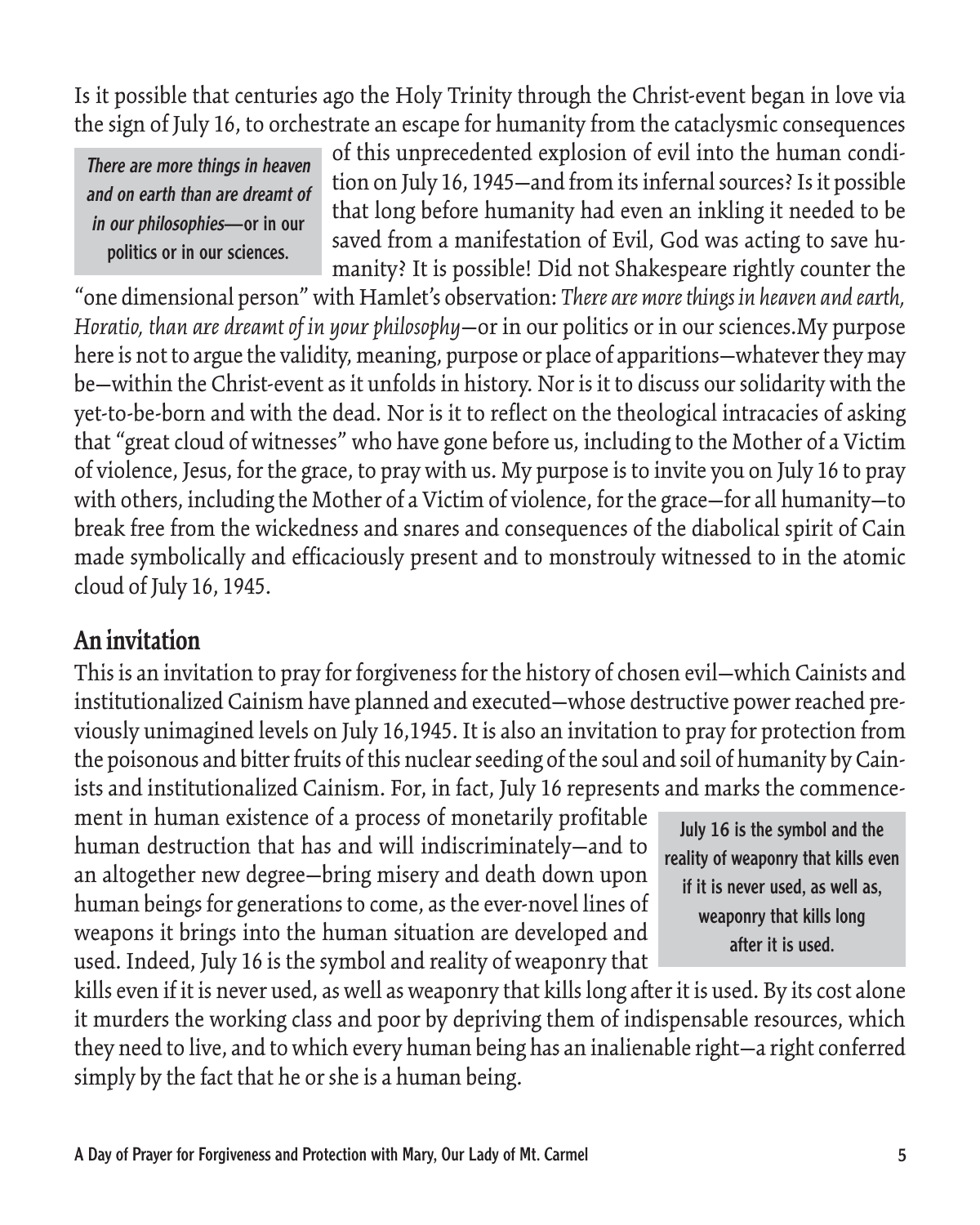Is it possible that centuries ago the Holy Trinity through the Christ-event began in love via the sign of July 16, to orchestrate an escape for humanity from the cataclysmic consequences of this unprecedented explosion of evil into the human condition on July 16, 1945—and from its infernal sources? Is it possible that long before humanity had even an inkling it needed to be saved from a manifestation of Evil, God was acting to save humanity? It is possible! Did not Shakespeare rightly counter the "one dimensional person" with Hamlet's observation: *There are more things in heaven and earth, Horatio, than are dreamt of in your philosophy*—or in our politics or in our sciences.My purpose here is not to argue the validity, meaning, purpose or place of apparitions—whatever they may be—within the Christ-event as it unfolds in history. Nor is it to discuss our solidarity with the yet-to-be-born and with the dead. Nor is it to reflect on the theological intracacies of asking that "great cloud of witnesses" who have gone before us, including to the Mother of a Victim of violence, Jesus, for the grace, to pray with us. My purpose is to invite you on July 16 to pray with others, including the Mother of a Victim of violence, for the grace—for all humanity—to break free from the wickedness and snares and consequences of the diabolical spirit of Cain made symbolically and efficaciously present and to monstrouly witnessed to in the atomic cloud of July 16, 1945.

> ***There are more things in heaven and on earth than are dreamt of in our philosophies*—or in our politics or in our sciences.**

## An invitation

This is an invitation to pray for forgiveness for the history of chosen evil—which Cainists and institutionalized Cainism have planned and executed—whose destructive power reached previously unimagined levels on July 16,1945. It is also an invitation to pray for protection from the poisonous and bitter fruits of this nuclear seeding of the soul and soil of humanity by Cainists and institutionalized Cainism. For, in fact, July 16 represents and marks the commencement in human existence of a process of monetarily profitable human destruction that has and will indiscriminately—and to an altogether new degree—bring misery and death down upon human beings for generations to come, as the ever-novel lines of weapons it brings into the human situation are developed and used. Indeed, July 16 is the symbol and reality of weaponry that kills even if it is never used, as well as weaponry that kills long after it is used. By its cost alone it murders the working class and poor by depriving them of indispensable resources, which they need to live, and to which every human being has an inalienable right—a right conferred simply by the fact that he or she is a human being.

> **July 16 is the symbol and the reality of weaponry that kills even if it is never used, as well as, weaponry that kills long after it is used.**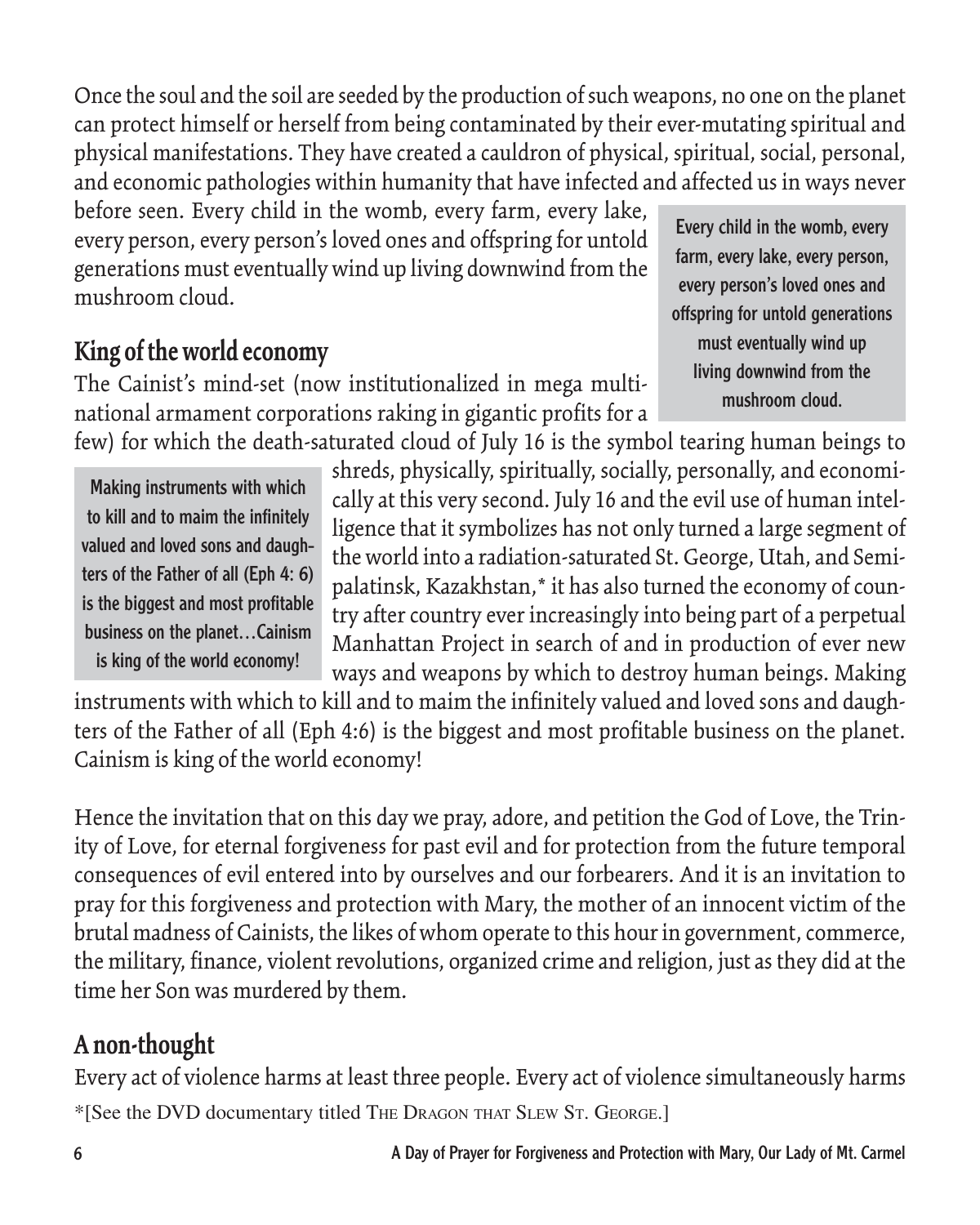Once the soul and the soil are seeded by the production of such weapons, no one on the planet can protect himself or herself from being contaminated by their ever-mutating spiritual and physical manifestations. They have created a cauldron of physical, spiritual, social, personal, and economic pathologies within humanity that have infected and affected us in ways never before seen. Every child in the womb, every farm, every lake, every person, every person's loved ones and offspring for untold generations must eventually wind up living downwind from the mushroom cloud.

> **Every child in the womb, every farm, every lake, every person, every person's loved ones and offspring for untold generations must eventually wind up living downwind from the mushroom cloud.**

## King of the world economy

The Cainist's mind-set (now institutionalized in mega multinational armament corporations raking in gigantic profits for a few) for which the death-saturated cloud of July 16 is the symbol tearing human beings to shreds, physically, spiritually, socially, personally, and economically at this very second. July 16 and the evil use of human intelligence that it symbolizes has not only turned a large segment of the world into a radiation-saturated St. George, Utah, and Semipalatinsk, Kazakhstan,* it has also turned the economy of country after country ever increasingly into being part of a perpetual Manhattan Project in search of and in production of ever new ways and weapons by which to destroy human beings. Making instruments with which to kill and to maim the infinitely valued and loved sons and daughters of the Father of all (Eph 4:6) is the biggest and most profitable business on the planet. Cainism is king of the world economy!

> **Making instruments with which to kill and to maim the infinitely valued and loved sons and daughters of the Father of all (Eph 4: 6) is the biggest and most profitable business on the planet…Cainism is king of the world economy!**

Hence the invitation that on this day we pray, adore, and petition the God of Love, the Trinity of Love, for eternal forgiveness for past evil and for protection from the future temporal consequences of evil entered into by ourselves and our forbearers. And it is an invitation to pray for this forgiveness and protection with Mary, the mother of an innocent victim of the brutal madness of Cainists, the likes of whom operate to this hour in government, commerce, the military, finance, violent revolutions, organized crime and religion, just as they did at the time her Son was murdered by them.

## A non-thought

Every act of violence harms at least three people. Every act of violence simultaneously harms

*[See the DVD documentary titled The Dragon that Slew St. George.]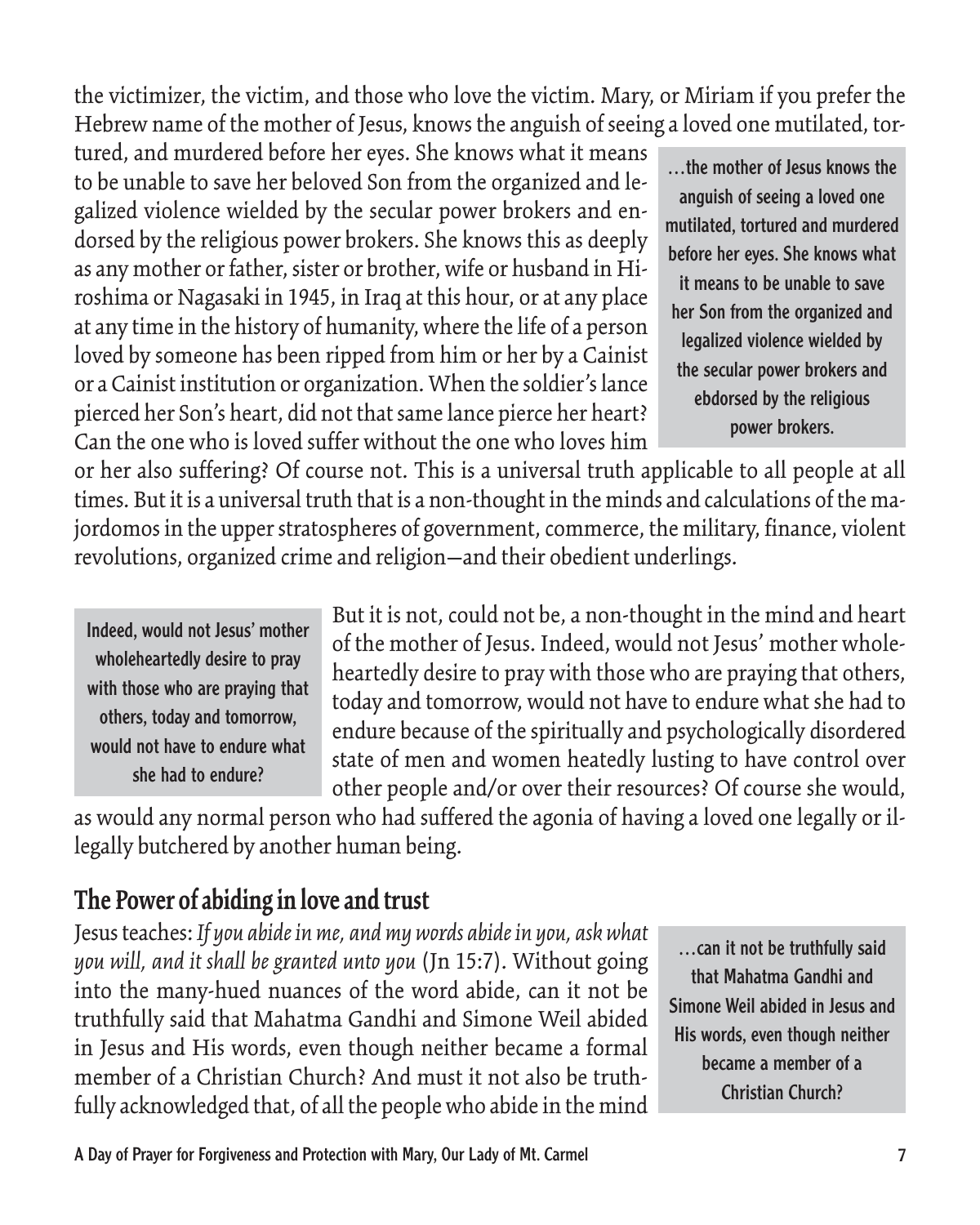the victimizer, the victim, and those who love the victim. Mary, or Miriam if you prefer the Hebrew name of the mother of Jesus, knows the anguish of seeing a loved one mutilated, tortured, and murdered before her eyes. She knows what it means to be unable to save her beloved Son from the organized and legalized violence wielded by the secular power brokers and endorsed by the religious power brokers. She knows this as deeply as any mother or father, sister or brother, wife or husband in Hiroshima or Nagasaki in 1945, in Iraq at this hour, or at any place at any time in the history of humanity, where the life of a person loved by someone has been ripped from him or her by a Cainist or a Cainist institution or organization. When the soldier's lance pierced her Son's heart, did not that same lance pierce her heart? Can the one who is loved suffer without the one who loves him or her also suffering? Of course not. This is a universal truth applicable to all people at all times. But it is a universal truth that is a non-thought in the minds and calculations of the majordomos in the upper stratospheres of government, commerce, the military, finance, violent revolutions, organized crime and religion—and their obedient underlings.

> **…the mother of Jesus knows the anguish of seeing a loved one mutilated, tortured and murdered before her eyes. She knows what it means to be unable to save her Son from the organized and legalized violence wielded by the secular power brokers and ebdorsed by the religious power brokers.**

But it is not, could not be, a non-thought in the mind and heart of the mother of Jesus. Indeed, would not Jesus' mother wholeheartedly desire to pray with those who are praying that others, today and tomorrow, would not have to endure what she had to endure because of the spiritually and psychologically disordered state of men and women heatedly lusting to have control over other people and/or over their resources? Of course she would, as would any normal person who had suffered the agonia of having a loved one legally or illegally butchered by another human being.

> **Indeed, would not Jesus' mother wholeheartedly desire to pray with those who are praying that others, today and tomorrow, would not have to endure what she had to endure?**

## The Power of abiding in love and trust

Jesus teaches: *If you abide in me, and my words abide in you, ask what you will, and it shall be granted unto you* (Jn 15:7). Without going into the many-hued nuances of the word abide, can it not be truthfully said that Mahatma Gandhi and Simone Weil abided in Jesus and His words, even though neither became a formal member of a Christian Church? And must it not also be truthfully acknowledged that, of all the people who abide in the mind

> **…can it not be truthfully said that Mahatma Gandhi and Simone Weil abided in Jesus and His words, even though neither became a member of a Christian Church?**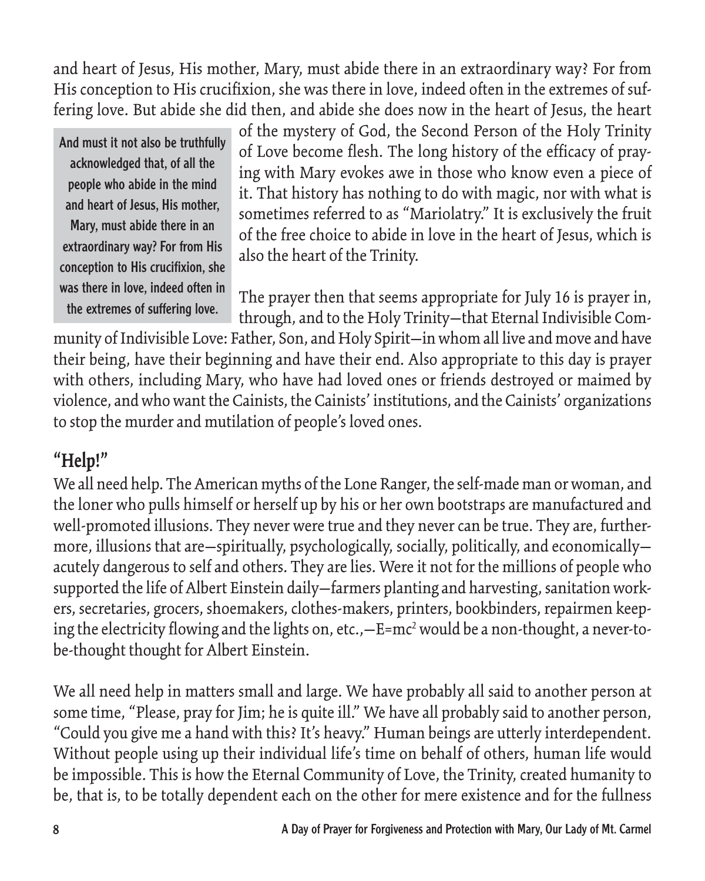and heart of Jesus, His mother, Mary, must abide there in an extraordinary way? For from His conception to His crucifixion, she was there in love, indeed often in the extremes of suffering love. But abide she did then, and abide she does now in the heart of Jesus, the heart of the mystery of God, the Second Person of the Holy Trinity of Love become flesh. The long history of the efficacy of praying with Mary evokes awe in those who know even a piece of it. That history has nothing to do with magic, nor with what is sometimes referred to as "Mariolatry." It is exclusively the fruit of the free choice to abide in love in the heart of Jesus, which is also the heart of the Trinity.

> **And must it not also be truthfully acknowledged that, of all the people who abide in the mind and heart of Jesus, His mother, Mary, must abide there in an extraordinary way? For from His conception to His crucifixion, she was there in love, indeed often in the extremes of suffering love.**

The prayer then that seems appropriate for July 16 is prayer in, through, and to the Holy Trinity—that Eternal Indivisible Community of Indivisible Love: Father, Son, and Holy Spirit—in whom all live and move and have their being, have their beginning and have their end. Also appropriate to this day is prayer with others, including Mary, who have had loved ones or friends destroyed or maimed by violence, and who want the Cainists, the Cainists' institutions, and the Cainists' organizations to stop the murder and mutilation of people's loved ones.

## "Help!"

We all need help. The American myths of the Lone Ranger, the self-made man or woman, and the loner who pulls himself or herself up by his or her own bootstraps are manufactured and well-promoted illusions. They never were true and they never can be true. They are, furthermore, illusions that are—spiritually, psychologically, socially, politically, and economically—acutely dangerous to self and others. They are lies. Were it not for the millions of people who supported the life of Albert Einstein daily—farmers planting and harvesting, sanitation workers, secretaries, grocers, shoemakers, clothes-makers, printers, bookbinders, repairmen keeping the electricity flowing and the lights on, etc.,—$E=mc^2$ would be a non-thought, a never-to-be-thought thought for Albert Einstein.

We all need help in matters small and large. We have probably all said to another person at some time, "Please, pray for Jim; he is quite ill." We have all probably said to another person, "Could you give me a hand with this? It's heavy." Human beings are utterly interdependent. Without people using up their individual life's time on behalf of others, human life would be impossible. This is how the Eternal Community of Love, the Trinity, created humanity to be, that is, to be totally dependent each on the other for mere existence and for the fullness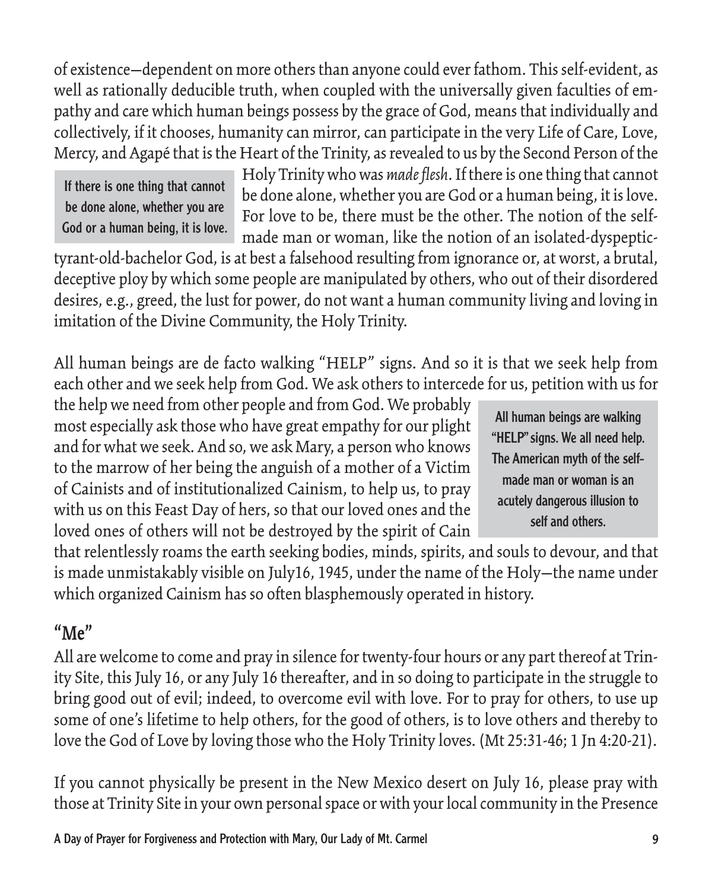of existence—dependent on more others than anyone could ever fathom. This self-evident, as well as rationally deducible truth, when coupled with the universally given faculties of empathy and care which human beings possess by the grace of God, means that individually and collectively, if it chooses, humanity can mirror, can participate in the very Life of Care, Love, Mercy, and Agapé that is the Heart of the Trinity, as revealed to us by the Second Person of the Holy Trinity who was *made flesh*. If there is one thing that cannot be done alone, whether you are God or a human being, it is love. For love to be, there must be the other. The notion of the self-made man or woman, like the notion of an isolated-dyspeptic-tyrant-old-bachelor God, is at best a falsehood resulting from ignorance or, at worst, a brutal, deceptive ploy by which some people are manipulated by others, who out of their disordered desires, e.g., greed, the lust for power, do not want a human community living and loving in imitation of the Divine Community, the Holy Trinity.

> **If there is one thing that cannot be done alone, whether you are God or a human being, it is love.**

All human beings are de facto walking "HELP" signs. And so it is that we seek help from each other and we seek help from God. We ask others to intercede for us, petition with us for the help we need from other people and from God. We probably most especially ask those who have great empathy for our plight and for what we seek. And so, we ask Mary, a person who knows to the marrow of her being the anguish of a mother of a Victim of Cainists and of institutionalized Cainism, to help us, to pray with us on this Feast Day of hers, so that our loved ones and the loved ones of others will not be destroyed by the spirit of Cain that relentlessly roams the earth seeking bodies, minds, spirits, and souls to devour, and that is made unmistakably visible on July16, 1945, under the name of the Holy—the name under which organized Cainism has so often blasphemously operated in history.

> **All human beings are walking "HELP" signs. We all need help. The American myth of the self-made man or woman is an acutely dangerous illusion to self and others.**

## "Me"

All are welcome to come and pray in silence for twenty-four hours or any part thereof at Trinity Site, this July 16, or any July 16 thereafter, and in so doing to participate in the struggle to bring good out of evil; indeed, to overcome evil with love. For to pray for others, to use up some of one's lifetime to help others, for the good of others, is to love others and thereby to love the God of Love by loving those who the Holy Trinity loves. (Mt 25:31-46; 1 Jn 4:20-21).

If you cannot physically be present in the New Mexico desert on July 16, please pray with those at Trinity Site in your own personal space or with your local community in the Presence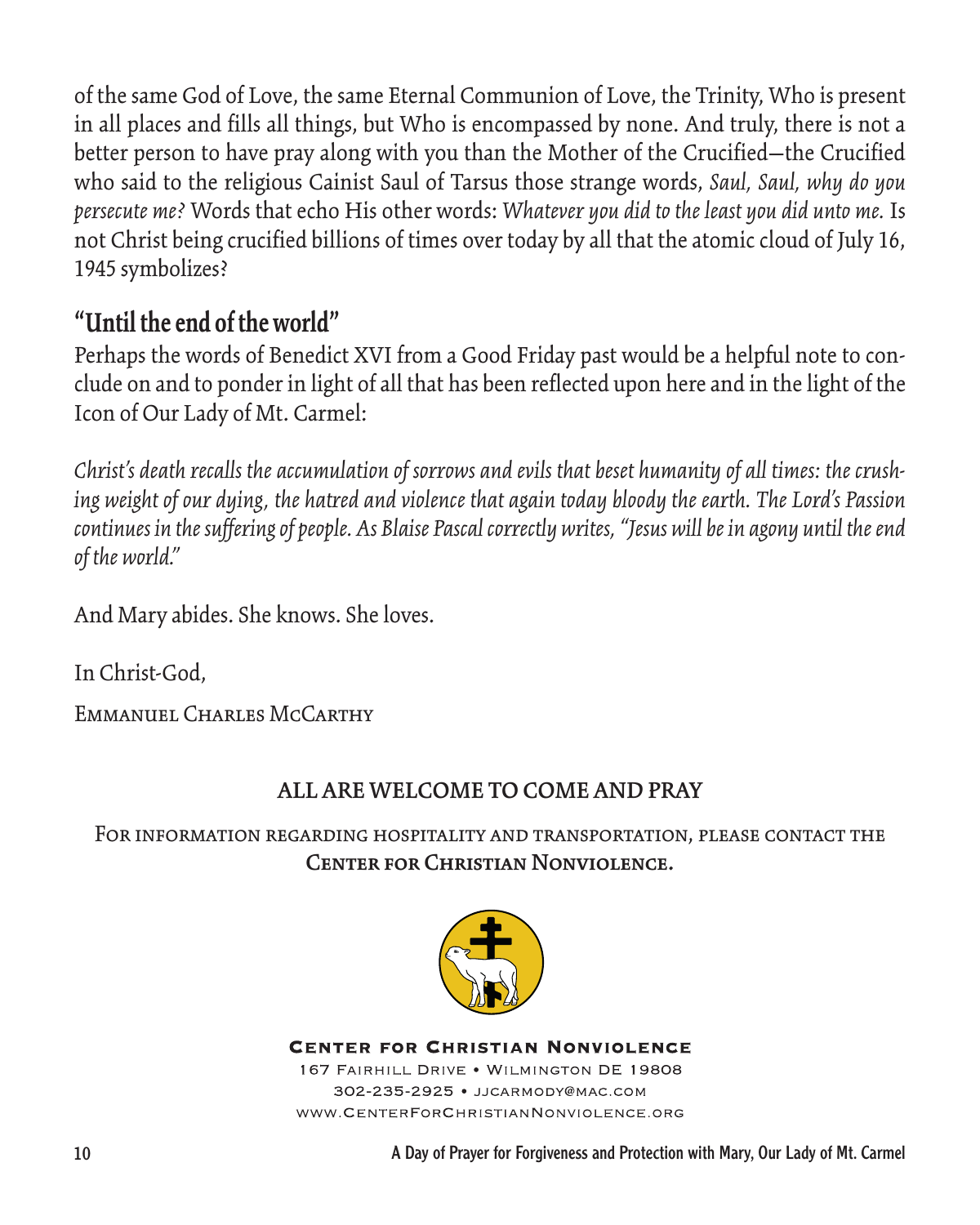of the same God of Love, the same Eternal Communion of Love, the Trinity, Who is present in all places and fills all things, but Who is encompassed by none. And truly, there is not a better person to have pray along with you than the Mother of the Crucified—the Crucified who said to the religious Cainist Saul of Tarsus those strange words, *Saul, Saul, why do you persecute me?* Words that echo His other words: *Whatever you did to the least you did unto me.* Is not Christ being crucified billions of times over today by all that the atomic cloud of July 16, 1945 symbolizes?

## "Until the end of the world"

Perhaps the words of Benedict XVI from a Good Friday past would be a helpful note to conclude on and to ponder in light of all that has been reflected upon here and in the light of the Icon of Our Lady of Mt. Carmel:

*Christ's death recalls the accumulation of sorrows and evils that beset humanity of all times: the crushing weight of our dying, the hatred and violence that again today bloody the earth. The Lord's Passion continues in the suffering of people. As Blaise Pascal correctly writes, "Jesus will be in agony until the end of the world."*

And Mary abides. She knows. She loves.

In Christ-God,

Emmanuel Charles McCarthy

**ALL ARE WELCOME TO COME AND PRAY**

For information regarding hospitality and transportation, please contact the **Center for Christian Nonviolence.**

**Center for Christian Nonviolence**
167 Fairhill Drive • Wilmington DE 19808
302-235-2925 • jjcarmody@mac.com
www.CenterForChristianNonviolence.org